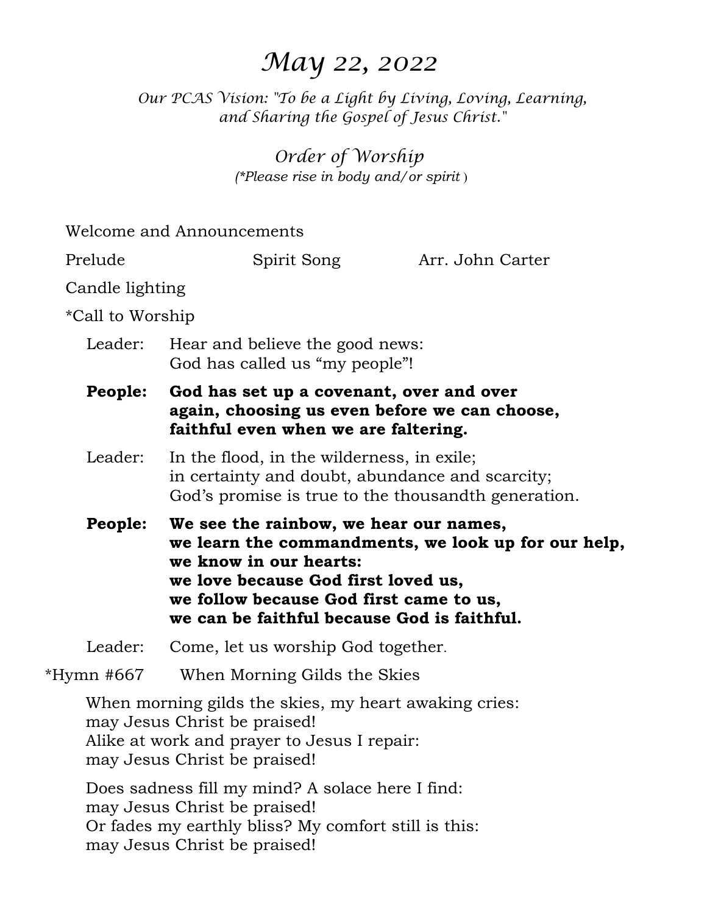# May 22, 2022

*Our PCAS Vision: "To be a Light by Living, Loving, Learning, and Sharing the Gospel of Jesus Christ."*

## Order of Worship

*(\*Please rise in body and/or spirit )*

Welcome and Announcements

Prelude — Spirit Song — Arr. John Carter

Candle lighting

*Call to Worship

Leader: Hear and believe the good news:
God has called us “my people”!

**People: God has set up a covenant, over and over again, choosing us even before we can choose, faithful even when we are faltering.**

Leader: In the flood, in the wilderness, in exile;
in certainty and doubt, abundance and scarcity;
God’s promise is true to the thousandth generation.

**People: We see the rainbow, we hear our names,
we learn the commandments, we look up for our help,
we know in our hearts:
we love because God first loved us,
we follow because God first came to us,
we can be faithful because God is faithful.**

Leader: Come, let us worship God together.

*Hymn #667 — When Morning Gilds the Skies

When morning gilds the skies, my heart awaking cries:
may Jesus Christ be praised!
Alike at work and prayer to Jesus I repair:
may Jesus Christ be praised!

Does sadness fill my mind? A solace here I find:
may Jesus Christ be praised!
Or fades my earthly bliss? My comfort still is this:
may Jesus Christ be praised!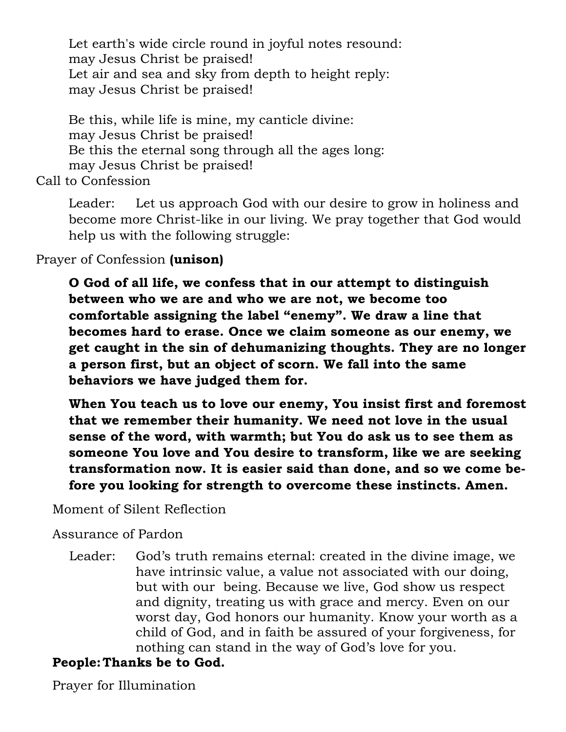Let earth's wide circle round in joyful notes resound:  
may Jesus Christ be praised!  
Let air and sea and sky from depth to height reply:  
may Jesus Christ be praised!

Be this, while life is mine, my canticle divine:  
may Jesus Christ be praised!  
Be this the eternal song through all the ages long:  
may Jesus Christ be praised!

Call to Confession

Leader: Let us approach God with our desire to grow in holiness and become more Christ-like in our living. We pray together that God would help us with the following struggle:

Prayer of Confession **(unison)**

**O God of all life, we confess that in our attempt to distinguish between who we are and who we are not, we become too comfortable assigning the label "enemy". We draw a line that becomes hard to erase. Once we claim someone as our enemy, we get caught in the sin of dehumanizing thoughts. They are no longer a person first, but an object of scorn. We fall into the same behaviors we have judged them for.**

**When You teach us to love our enemy, You insist first and foremost that we remember their humanity. We need not love in the usual sense of the word, with warmth; but You do ask us to see them as someone You love and You desire to transform, like we are seeking transformation now. It is easier said than done, and so we come before you looking for strength to overcome these instincts. Amen.**

Moment of Silent Reflection

Assurance of Pardon

Leader: God's truth remains eternal: created in the divine image, we have intrinsic value, a value not associated with our doing, but with our being. Because we live, God show us respect and dignity, treating us with grace and mercy. Even on our worst day, God honors our humanity. Know your worth as a child of God, and in faith be assured of your forgiveness, for nothing can stand in the way of God's love for you.

**People: Thanks be to God.**

Prayer for Illumination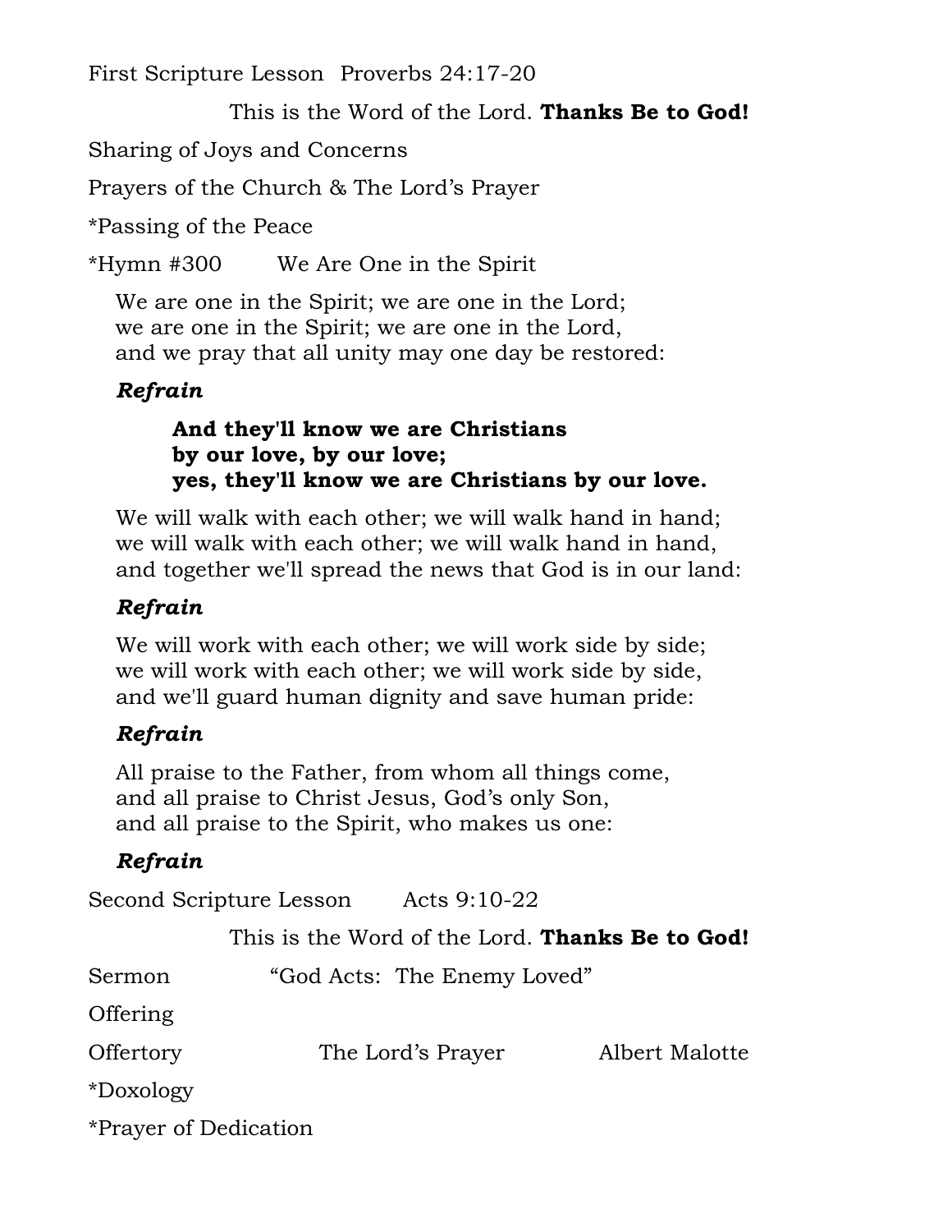First Scripture Lesson Proverbs 24:17-20

This is the Word of the Lord. **Thanks Be to God!**

Sharing of Joys and Concerns

Prayers of the Church & The Lord's Prayer

*Passing of the Peace

*Hymn #300 We Are One in the Spirit

We are one in the Spirit; we are one in the Lord;
we are one in the Spirit; we are one in the Lord,
and we pray that all unity may one day be restored:

***Refrain***

**And they'll know we are Christians**
**by our love, by our love;**
**yes, they'll know we are Christians by our love.**

We will walk with each other; we will walk hand in hand;
we will walk with each other; we will walk hand in hand,
and together we'll spread the news that God is in our land:

***Refrain***

We will work with each other; we will work side by side;
we will work with each other; we will work side by side,
and we'll guard human dignity and save human pride:

***Refrain***

All praise to the Father, from whom all things come,
and all praise to Christ Jesus, God's only Son,
and all praise to the Spirit, who makes us one:

***Refrain***

Second Scripture Lesson Acts 9:10-22

This is the Word of the Lord. **Thanks Be to God!**

Sermon "God Acts: The Enemy Loved"

Offering

Offertory The Lord's Prayer Albert Malotte

*Doxology

*Prayer of Dedication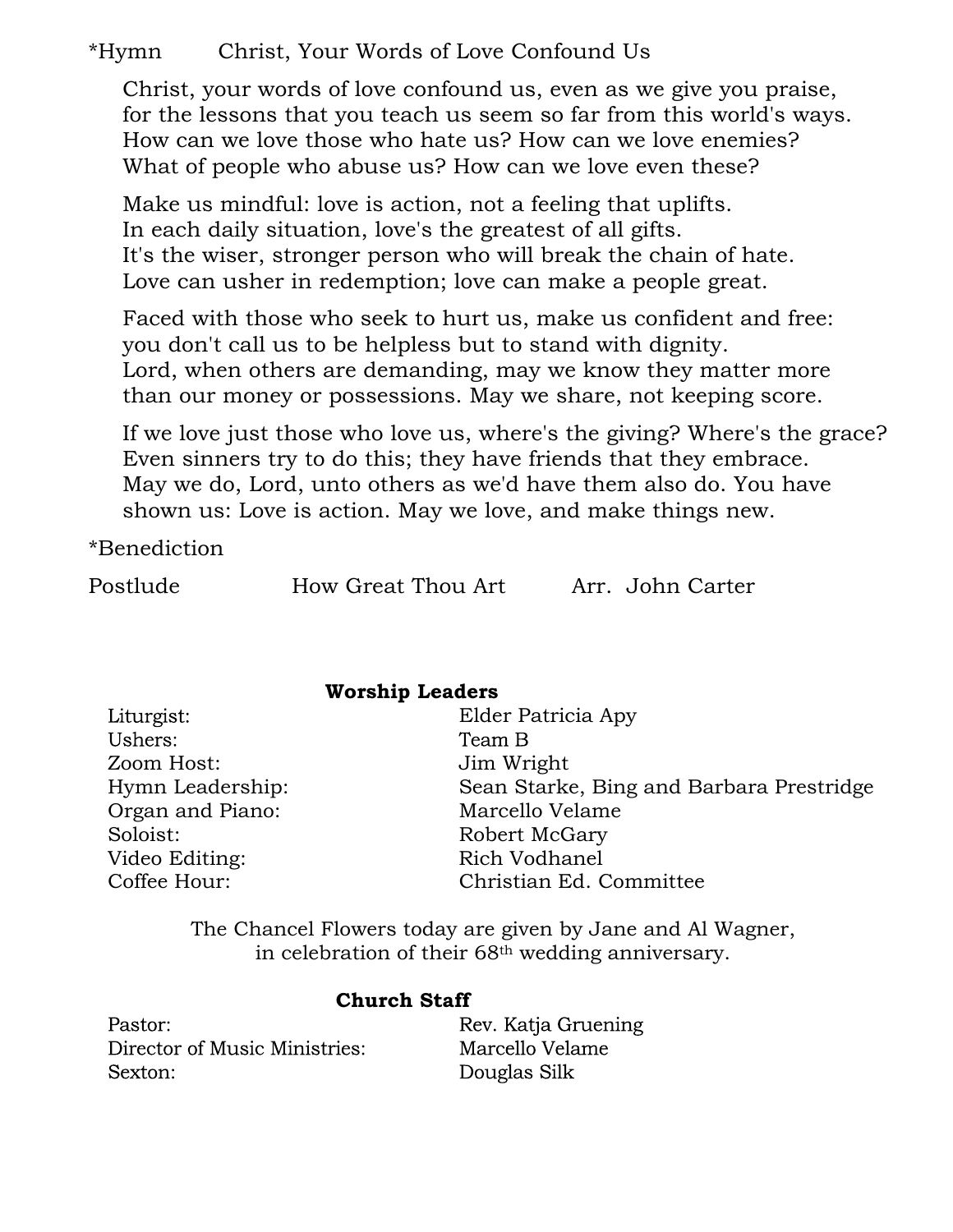*Hymn Christ, Your Words of Love Confound Us

Christ, your words of love confound us, even as we give you praise,
for the lessons that you teach us seem so far from this world's ways.
How can we love those who hate us? How can we love enemies?
What of people who abuse us? How can we love even these?

Make us mindful: love is action, not a feeling that uplifts.
In each daily situation, love's the greatest of all gifts.
It's the wiser, stronger person who will break the chain of hate.
Love can usher in redemption; love can make a people great.

Faced with those who seek to hurt us, make us confident and free:
you don't call us to be helpless but to stand with dignity.
Lord, when others are demanding, may we know they matter more
than our money or possessions. May we share, not keeping score.

If we love just those who love us, where's the giving? Where's the grace?
Even sinners try to do this; they have friends that they embrace.
May we do, Lord, unto others as we'd have them also do. You have
shown us: Love is action. May we love, and make things new.

*Benediction

Postlude How Great Thou Art Arr. John Carter

**Worship Leaders**

| | |
|---|---|
| Liturgist: | Elder Patricia Apy |
| Ushers: | Team B |
| Zoom Host: | Jim Wright |
| Hymn Leadership: | Sean Starke, Bing and Barbara Prestridge |
| Organ and Piano: | Marcello Velame |
| Soloist: | Robert McGary |
| Video Editing: | Rich Vodhanel |
| Coffee Hour: | Christian Ed. Committee |

The Chancel Flowers today are given by Jane and Al Wagner,
in celebration of their 68th wedding anniversary.

**Church Staff**

| | |
|---|---|
| Pastor: | Rev. Katja Gruening |
| Director of Music Ministries: | Marcello Velame |
| Sexton: | Douglas Silk |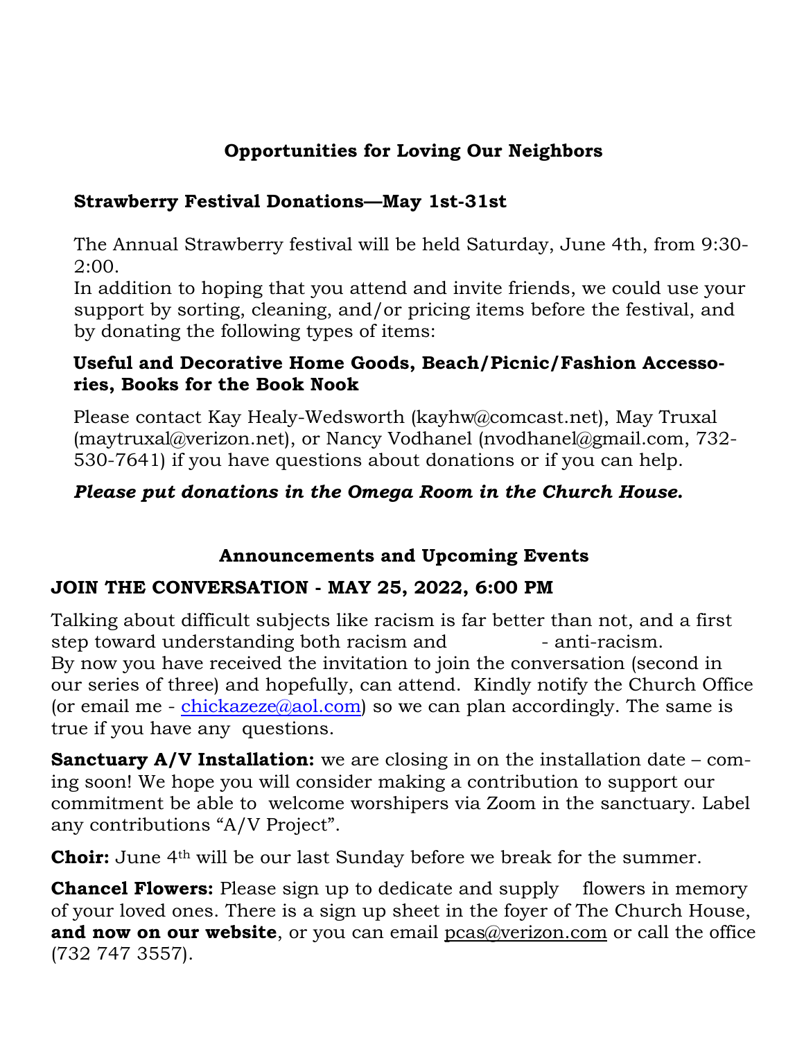## Opportunities for Loving Our Neighbors

### Strawberry Festival Donations—May 1st-31st

The Annual Strawberry festival will be held Saturday, June 4th, from 9:30-2:00.
In addition to hoping that you attend and invite friends, we could use your support by sorting, cleaning, and/or pricing items before the festival, and by donating the following types of items:

**Useful and Decorative Home Goods, Beach/Picnic/Fashion Accessories, Books for the Book Nook**

Please contact Kay Healy-Wedsworth (kayhw@comcast.net), May Truxal (maytruxal@verizon.net), or Nancy Vodhanel (nvodhanel@gmail.com, 732-530-7641) if you have questions about donations or if you can help.

***Please put donations in the Omega Room in the Church House.***

## Announcements and Upcoming Events

### JOIN THE CONVERSATION - MAY 25, 2022, 6:00 PM

Talking about difficult subjects like racism is far better than not, and a first step toward understanding both racism and - anti-racism.
By now you have received the invitation to join the conversation (second in our series of three) and hopefully, can attend. Kindly notify the Church Office (or email me - chickazeze@aol.com) so we can plan accordingly. The same is true if you have any questions.

**Sanctuary A/V Installation:** we are closing in on the installation date – coming soon! We hope you will consider making a contribution to support our commitment be able to welcome worshipers via Zoom in the sanctuary. Label any contributions "A/V Project".

**Choir:** June 4th will be our last Sunday before we break for the summer.

**Chancel Flowers:** Please sign up to dedicate and supply flowers in memory of your loved ones. There is a sign up sheet in the foyer of The Church House, **and now on our website**, or you can email pcas@verizon.com or call the office (732 747 3557).